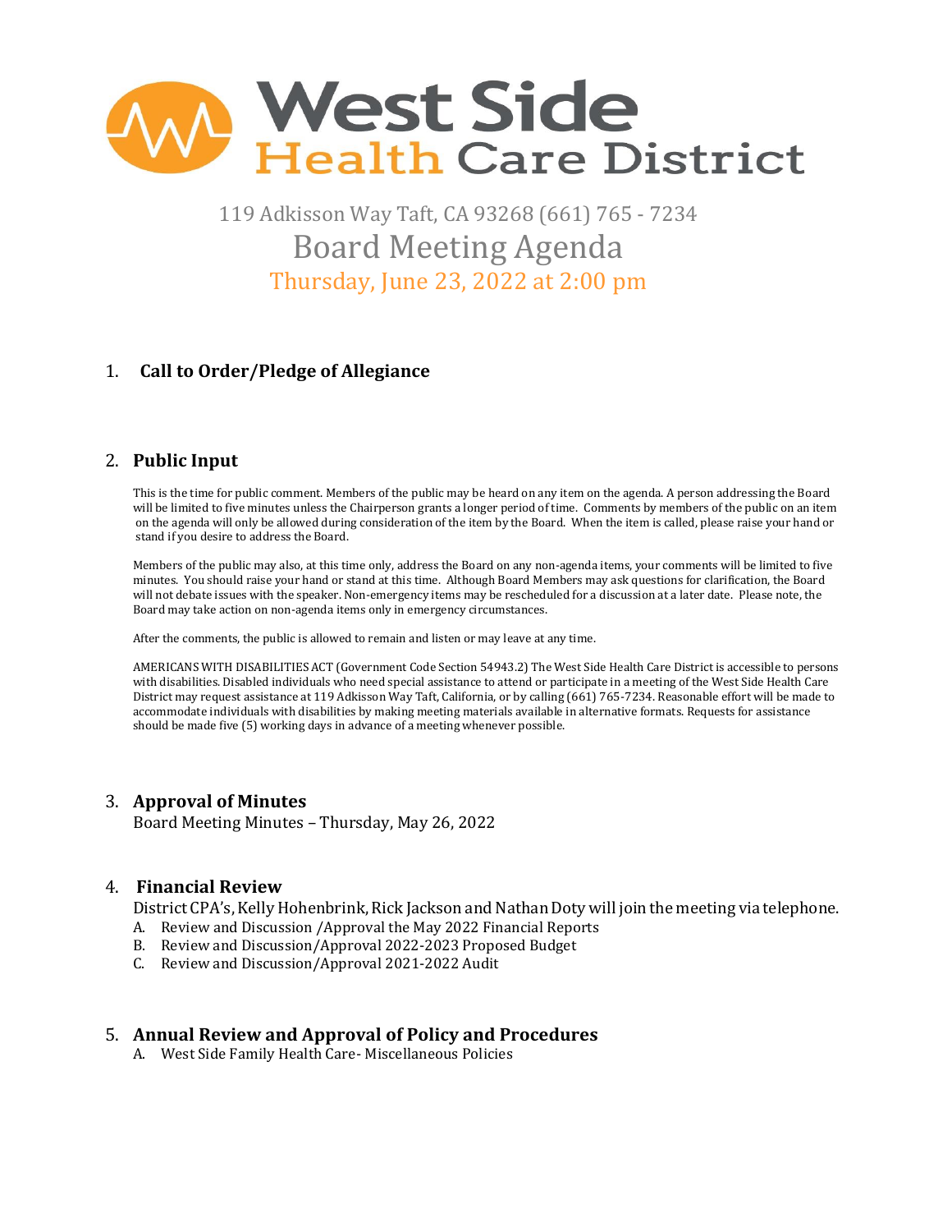# West Side Health Care District

119 Adkisson Way Taft, CA 93268 (661) 765 - 7234

## Board Meeting Agenda

### Thursday, June 23, 2022 at 2:00 pm

1. **Call to Order/Pledge of Allegiance**

2. **Public Input**

   This is the time for public comment. Members of the public may be heard on any item on the agenda. A person addressing the Board will be limited to five minutes unless the Chairperson grants a longer period of time. Comments by members of the public on an item on the agenda will only be allowed during consideration of the item by the Board. When the item is called, please raise your hand or stand if you desire to address the Board.

   Members of the public may also, at this time only, address the Board on any non-agenda items, your comments will be limited to five minutes. You should raise your hand or stand at this time. Although Board Members may ask questions for clarification, the Board will not debate issues with the speaker. Non-emergency items may be rescheduled for a discussion at a later date. Please note, the Board may take action on non-agenda items only in emergency circumstances.

   After the comments, the public is allowed to remain and listen or may leave at any time.

   AMERICANS WITH DISABILITIES ACT (Government Code Section 54943.2) The West Side Health Care District is accessible to persons with disabilities. Disabled individuals who need special assistance to attend or participate in a meeting of the West Side Health Care District may request assistance at 119 Adkisson Way Taft, California, or by calling (661) 765-7234. Reasonable effort will be made to accommodate individuals with disabilities by making meeting materials available in alternative formats. Requests for assistance should be made five (5) working days in advance of a meeting whenever possible.

3. **Approval of Minutes**

   Board Meeting Minutes – Thursday, May 26, 2022

4. **Financial Review**

   District CPA's, Kelly Hohenbrink, Rick Jackson and Nathan Doty will join the meeting via telephone.

   A. Review and Discussion /Approval the May 2022 Financial Reports
   B. Review and Discussion/Approval 2022-2023 Proposed Budget
   C. Review and Discussion/Approval 2021-2022 Audit

5. **Annual Review and Approval of Policy and Procedures**

   A. West Side Family Health Care- Miscellaneous Policies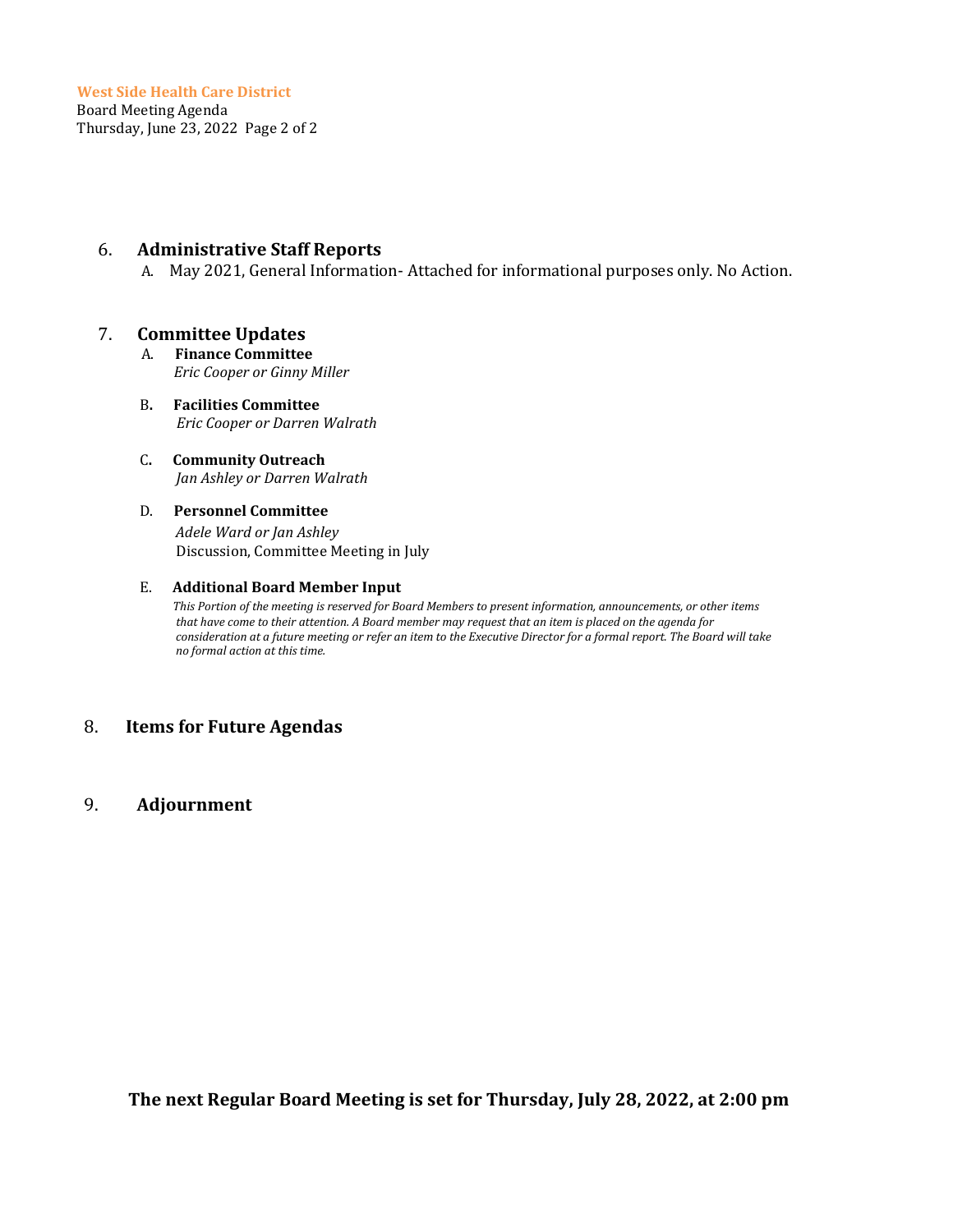6. **Administrative Staff Reports**

   A. May 2021, General Information- Attached for informational purposes only. No Action.

7. **Committee Updates**

   A. **Finance Committee**
   *Eric Cooper or Ginny Miller*

   B. **Facilities Committee**
   *Eric Cooper or Darren Walrath*

   C. **Community Outreach**
   *Jan Ashley or Darren Walrath*

   D. **Personnel Committee**
   *Adele Ward or Jan Ashley*
   Discussion, Committee Meeting in July

   E. **Additional Board Member Input**
   *This Portion of the meeting is reserved for Board Members to present information, announcements, or other items that have come to their attention. A Board member may request that an item is placed on the agenda for consideration at a future meeting or refer an item to the Executive Director for a formal report. The Board will take no formal action at this time.*

8. **Items for Future Agendas**

9. **Adjournment**

**The next Regular Board Meeting is set for Thursday, July 28, 2022, at 2:00 pm**